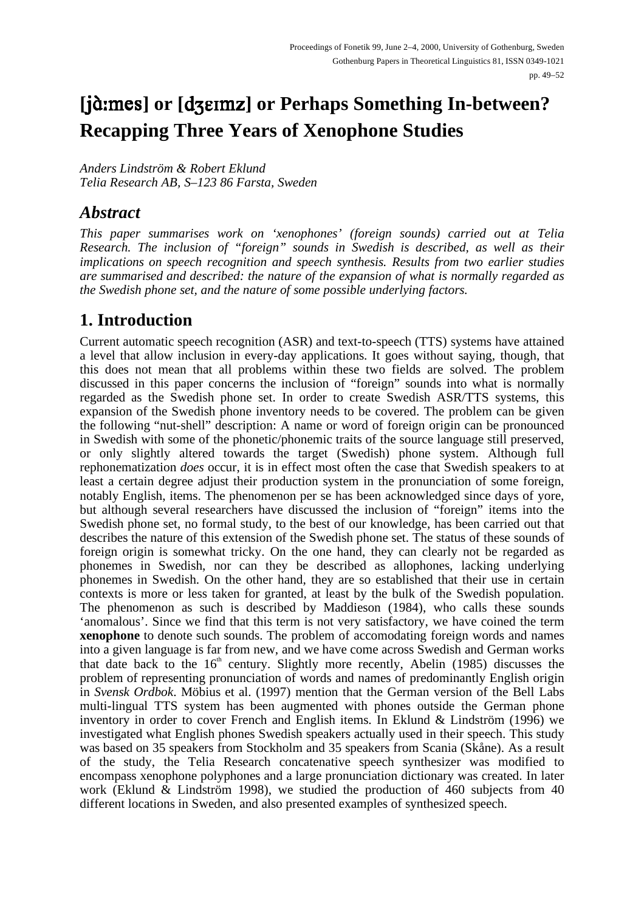# [jàːmes] or [dʒɛɪmz] or Perhaps Something In-between? Recapping Three Years of Xenophone Studies

*Anders Lindström & Robert Eklund*
*Telia Research AB, S–123 86 Farsta, Sweden*

## Abstract

*This paper summarises work on 'xenophones' (foreign sounds) carried out at Telia Research. The inclusion of "foreign" sounds in Swedish is described, as well as their implications on speech recognition and speech synthesis. Results from two earlier studies are summarised and described: the nature of the expansion of what is normally regarded as the Swedish phone set, and the nature of some possible underlying factors.*

## 1. Introduction

Current automatic speech recognition (ASR) and text-to-speech (TTS) systems have attained a level that allow inclusion in every-day applications. It goes without saying, though, that this does not mean that all problems within these two fields are solved. The problem discussed in this paper concerns the inclusion of "foreign" sounds into what is normally regarded as the Swedish phone set. In order to create Swedish ASR/TTS systems, this expansion of the Swedish phone inventory needs to be covered. The problem can be given the following "nut-shell" description: A name or word of foreign origin can be pronounced in Swedish with some of the phonetic/phonemic traits of the source language still preserved, or only slightly altered towards the target (Swedish) phone system. Although full rephonematization *does* occur, it is in effect most often the case that Swedish speakers to at least a certain degree adjust their production system in the pronunciation of some foreign, notably English, items. The phenomenon per se has been acknowledged since days of yore, but although several researchers have discussed the inclusion of "foreign" items into the Swedish phone set, no formal study, to the best of our knowledge, has been carried out that describes the nature of this extension of the Swedish phone set. The status of these sounds of foreign origin is somewhat tricky. On the one hand, they can clearly not be regarded as phonemes in Swedish, nor can they be described as allophones, lacking underlying phonemes in Swedish. On the other hand, they are so established that their use in certain contexts is more or less taken for granted, at least by the bulk of the Swedish population. The phenomenon as such is described by Maddieson (1984), who calls these sounds 'anomalous'. Since we find that this term is not very satisfactory, we have coined the term **xenophone** to denote such sounds. The problem of accomodating foreign words and names into a given language is far from new, and we have come across Swedish and German works that date back to the 16th century. Slightly more recently, Abelin (1985) discusses the problem of representing pronunciation of words and names of predominantly English origin in *Svensk Ordbok*. Möbius et al. (1997) mention that the German version of the Bell Labs multi-lingual TTS system has been augmented with phones outside the German phone inventory in order to cover French and English items. In Eklund & Lindström (1996) we investigated what English phones Swedish speakers actually used in their speech. This study was based on 35 speakers from Stockholm and 35 speakers from Scania (Skåne). As a result of the study, the Telia Research concatenative speech synthesizer was modified to encompass xenophone polyphones and a large pronunciation dictionary was created. In later work (Eklund & Lindström 1998), we studied the production of 460 subjects from 40 different locations in Sweden, and also presented examples of synthesized speech.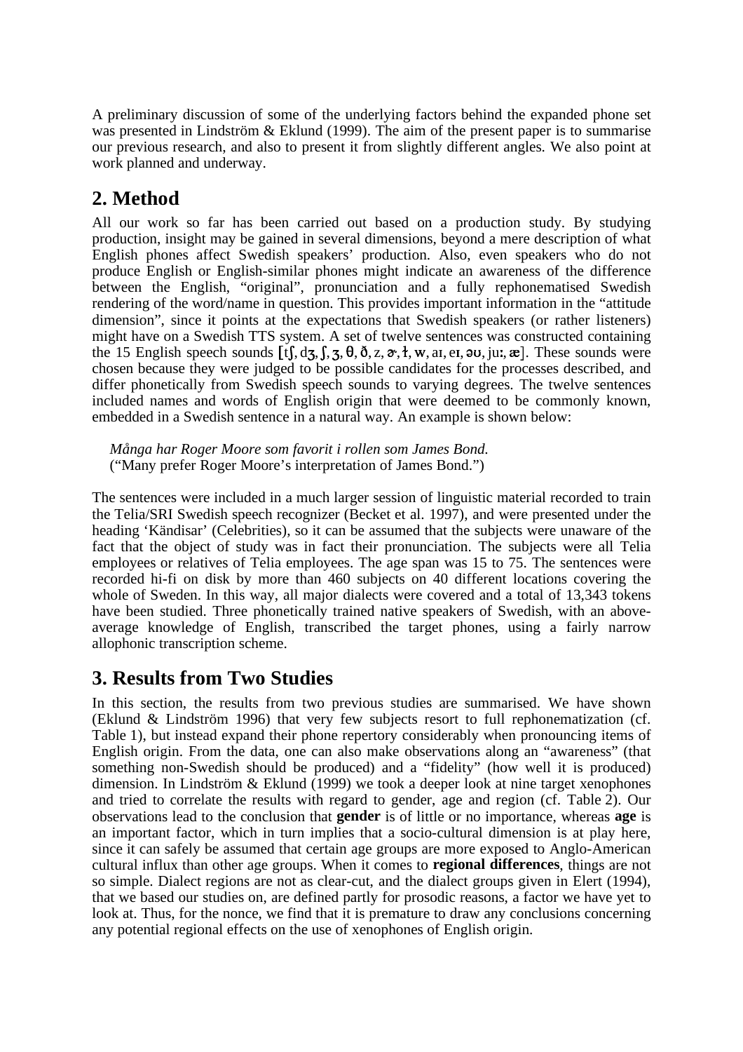A preliminary discussion of some of the underlying factors behind the expanded phone set was presented in Lindström & Eklund (1999). The aim of the present paper is to summarise our previous research, and also to present it from slightly different angles. We also point at work planned and underway.

## 2. Method

All our work so far has been carried out based on a production study. By studying production, insight may be gained in several dimensions, beyond a mere description of what English phones affect Swedish speakers' production. Also, even speakers who do not produce English or English-similar phones might indicate an awareness of the difference between the English, "original", pronunciation and a fully rephonematised Swedish rendering of the word/name in question. This provides important information in the "attitude dimension", since it points at the expectations that Swedish speakers (or rather listeners) might have on a Swedish TTS system. A set of twelve sentences was constructed containing the 15 English speech sounds [tʃ, dʒ, ʃ, ʒ, θ, ð, z, ɚ, ɫ, w, aɪ, eɪ, əʊ, juː, æ]. These sounds were chosen because they were judged to be possible candidates for the processes described, and differ phonetically from Swedish speech sounds to varying degrees. The twelve sentences included names and words of English origin that were deemed to be commonly known, embedded in a Swedish sentence in a natural way. An example is shown below:

> *Många har Roger Moore som favorit i rollen som James Bond.*
> ("Many prefer Roger Moore's interpretation of James Bond.")

The sentences were included in a much larger session of linguistic material recorded to train the Telia/SRI Swedish speech recognizer (Becket et al. 1997), and were presented under the heading 'Kändisar' (Celebrities), so it can be assumed that the subjects were unaware of the fact that the object of study was in fact their pronunciation. The subjects were all Telia employees or relatives of Telia employees. The age span was 15 to 75. The sentences were recorded hi-fi on disk by more than 460 subjects on 40 different locations covering the whole of Sweden. In this way, all major dialects were covered and a total of 13,343 tokens have been studied. Three phonetically trained native speakers of Swedish, with an above-average knowledge of English, transcribed the target phones, using a fairly narrow allophonic transcription scheme.

## 3. Results from Two Studies

In this section, the results from two previous studies are summarised. We have shown (Eklund & Lindström 1996) that very few subjects resort to full rephonematization (cf. Table 1), but instead expand their phone repertory considerably when pronouncing items of English origin. From the data, one can also make observations along an "awareness" (that something non-Swedish should be produced) and a "fidelity" (how well it is produced) dimension. In Lindström & Eklund (1999) we took a deeper look at nine target xenophones and tried to correlate the results with regard to gender, age and region (cf. Table 2). Our observations lead to the conclusion that **gender** is of little or no importance, whereas **age** is an important factor, which in turn implies that a socio-cultural dimension is at play here, since it can safely be assumed that certain age groups are more exposed to Anglo-American cultural influx than other age groups. When it comes to **regional differences**, things are not so simple. Dialect regions are not as clear-cut, and the dialect groups given in Elert (1994), that we based our studies on, are defined partly for prosodic reasons, a factor we have yet to look at. Thus, for the nonce, we find that it is premature to draw any conclusions concerning any potential regional effects on the use of xenophones of English origin.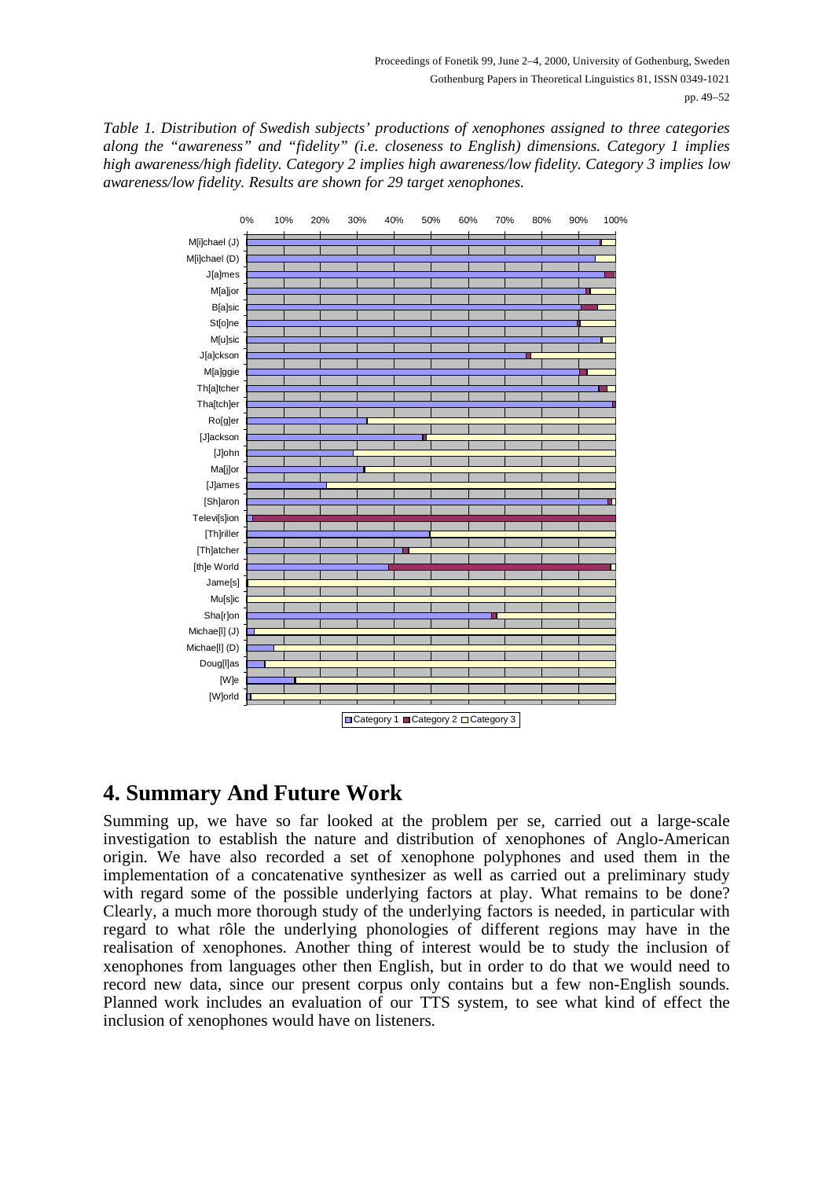*Table 1. Distribution of Swedish subjects' productions of xenophones assigned to three categories along the "awareness" and "fidelity" (i.e. closeness to English) dimensions. Category 1 implies high awareness/high fidelity. Category 2 implies high awareness/low fidelity. Category 3 implies low awareness/low fidelity. Results are shown for 29 target xenophones.*

## 4. Summary And Future Work

Summing up, we have so far looked at the problem per se, carried out a large-scale investigation to establish the nature and distribution of xenophones of Anglo-American origin. We have also recorded a set of xenophone polyphones and used them in the implementation of a concatenative synthesizer as well as carried out a preliminary study with regard some of the possible underlying factors at play. What remains to be done? Clearly, a much more thorough study of the underlying factors is needed, in particular with regard to what rôle the underlying phonologies of different regions may have in the realisation of xenophones. Another thing of interest would be to study the inclusion of xenophones from languages other then English, but in order to do that we would need to record new data, since our present corpus only contains but a few non-English sounds. Planned work includes an evaluation of our TTS system, to see what kind of effect the inclusion of xenophones would have on listeners.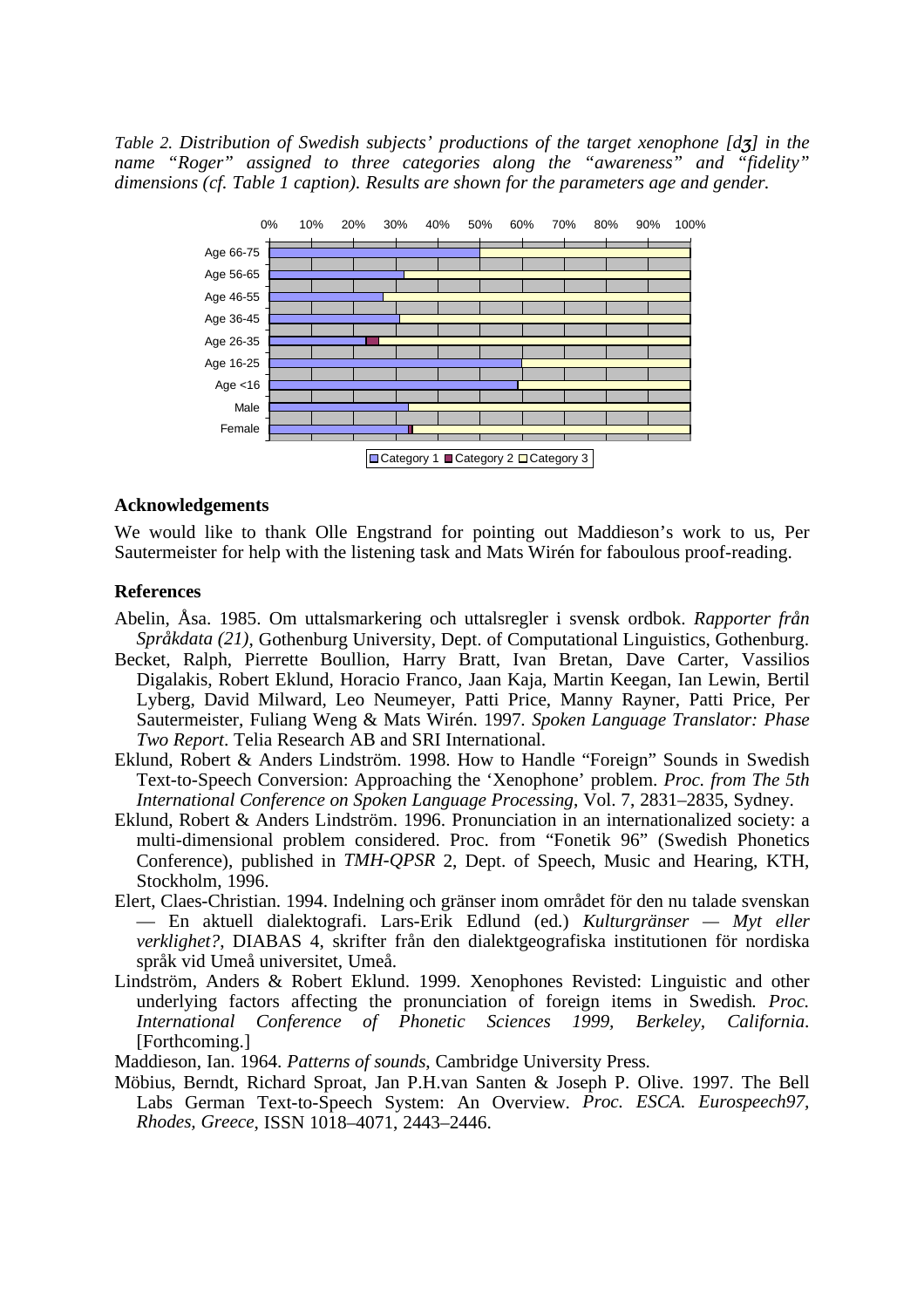*Table 2. Distribution of Swedish subjects' productions of the target xenophone [dʒ] in the name "Roger" assigned to three categories along the "awareness" and "fidelity" dimensions (cf. Table 1 caption). Results are shown for the parameters age and gender.*

0% 10% 20% 30% 40% 50% 60% 70% 80% 90% 100%

Age 66-75

Age 56-65

Age 46-55

Age 36-45

Age 26-35

Age 16-25

Age <16

Male

Female

Category 1 Category 2 Category 3

## Acknowledgements

We would like to thank Olle Engstrand for pointing out Maddieson's work to us, Per Sautermeister for help with the listening task and Mats Wirén for faboulous proof-reading.

## References

Abelin, Åsa. 1985. Om uttalsmarkering och uttalsregler i svensk ordbok. *Rapporter från Språkdata (21)*, Gothenburg University, Dept. of Computational Linguistics, Gothenburg.

Becket, Ralph, Pierrette Boullion, Harry Bratt, Ivan Bretan, Dave Carter, Vassilios Digalakis, Robert Eklund, Horacio Franco, Jaan Kaja, Martin Keegan, Ian Lewin, Bertil Lyberg, David Milward, Leo Neumeyer, Patti Price, Manny Rayner, Patti Price, Per Sautermeister, Fuliang Weng & Mats Wirén. 1997. *Spoken Language Translator: Phase Two Report*. Telia Research AB and SRI International.

Eklund, Robert & Anders Lindström. 1998. How to Handle "Foreign" Sounds in Swedish Text-to-Speech Conversion: Approaching the 'Xenophone' problem. *Proc. from The 5th International Conference on Spoken Language Processing*, Vol. 7, 2831–2835, Sydney.

Eklund, Robert & Anders Lindström. 1996. Pronunciation in an internationalized society: a multi-dimensional problem considered. Proc. from "Fonetik 96" (Swedish Phonetics Conference), published in *TMH-QPSR* 2, Dept. of Speech, Music and Hearing, KTH, Stockholm, 1996.

Elert, Claes-Christian. 1994. Indelning och gränser inom området för den nu talade svenskan — En aktuell dialektografi. Lars-Erik Edlund (ed.) *Kulturgränser — Myt eller verklighet?*, DIABAS 4, skrifter från den dialektgeografiska institutionen för nordiska språk vid Umeå universitet, Umeå.

Lindström, Anders & Robert Eklund. 1999. Xenophones Revisted: Linguistic and other underlying factors affecting the pronunciation of foreign items in Swedish. *Proc. International Conference of Phonetic Sciences 1999, Berkeley, California*. [Forthcoming.]

Maddieson, Ian. 1964. *Patterns of sounds*, Cambridge University Press.

Möbius, Berndt, Richard Sproat, Jan P.H.van Santen & Joseph P. Olive. 1997. The Bell Labs German Text-to-Speech System: An Overview. *Proc. ESCA. Eurospeech97, Rhodes, Greece*, ISSN 1018–4071, 2443–2446.